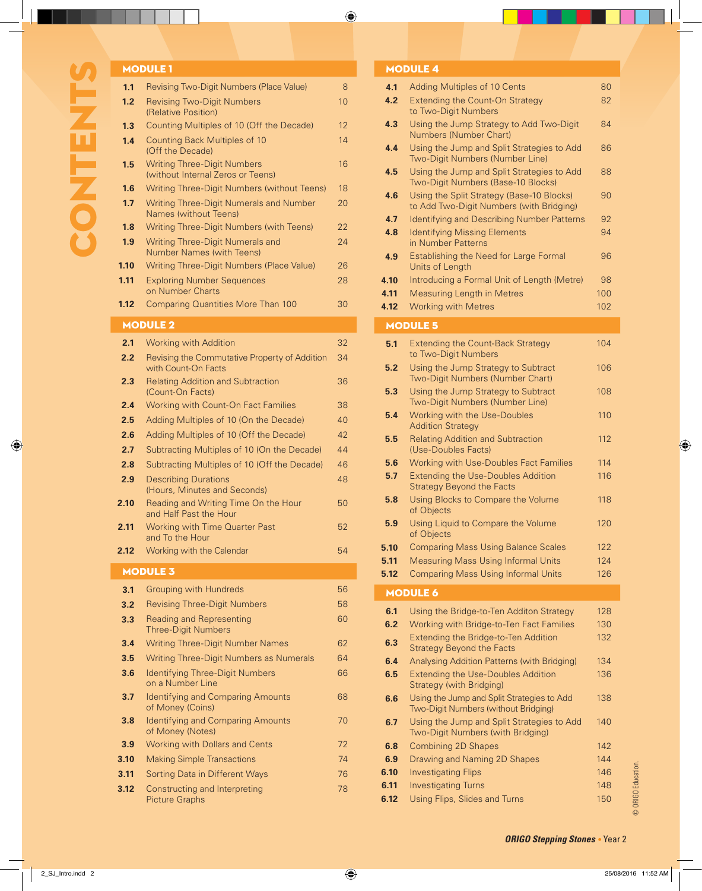# CONTENTS

## MODULE 1

| | | |
|---|---|---|
| 1.1 | Revising Two-Digit Numbers (Place Value) | 8 |
| 1.2 | Revising Two-Digit Numbers (Relative Position) | 10 |
| 1.3 | Counting Multiples of 10 (Off the Decade) | 12 |
| 1.4 | Counting Back Multiples of 10 (Off the Decade) | 14 |
| 1.5 | Writing Three-Digit Numbers (without Internal Zeros or Teens) | 16 |
| 1.6 | Writing Three-Digit Numbers (without Teens) | 18 |
| 1.7 | Writing Three-Digit Numerals and Number Names (without Teens) | 20 |
| 1.8 | Writing Three-Digit Numbers (with Teens) | 22 |
| 1.9 | Writing Three-Digit Numerals and Number Names (with Teens) | 24 |
| 1.10 | Writing Three-Digit Numbers (Place Value) | 26 |
| 1.11 | Exploring Number Sequences on Number Charts | 28 |
| 1.12 | Comparing Quantities More Than 100 | 30 |

## MODULE 2

| | | |
|---|---|---|
| 2.1 | Working with Addition | 32 |
| 2.2 | Revising the Commutative Property of Addition with Count-On Facts | 34 |
| 2.3 | Relating Addition and Subtraction (Count-On Facts) | 36 |
| 2.4 | Working with Count-On Fact Families | 38 |
| 2.5 | Adding Multiples of 10 (On the Decade) | 40 |
| 2.6 | Adding Multiples of 10 (Off the Decade) | 42 |
| 2.7 | Subtracting Multiples of 10 (On the Decade) | 44 |
| 2.8 | Subtracting Multiples of 10 (Off the Decade) | 46 |
| 2.9 | Describing Durations (Hours, Minutes and Seconds) | 48 |
| 2.10 | Reading and Writing Time On the Hour and Half Past the Hour | 50 |
| 2.11 | Working with Time Quarter Past and To the Hour | 52 |
| 2.12 | Working with the Calendar | 54 |

## MODULE 3

| | | |
|---|---|---|
| 3.1 | Grouping with Hundreds | 56 |
| 3.2 | Revising Three-Digit Numbers | 58 |
| 3.3 | Reading and Representing Three-Digit Numbers | 60 |
| 3.4 | Writing Three-Digit Number Names | 62 |
| 3.5 | Writing Three-Digit Numbers as Numerals | 64 |
| 3.6 | Identifying Three-Digit Numbers on a Number Line | 66 |
| 3.7 | Identifying and Comparing Amounts of Money (Coins) | 68 |
| 3.8 | Identifying and Comparing Amounts of Money (Notes) | 70 |
| 3.9 | Working with Dollars and Cents | 72 |
| 3.10 | Making Simple Transactions | 74 |
| 3.11 | Sorting Data in Different Ways | 76 |
| 3.12 | Constructing and Interpreting Picture Graphs | 78 |

## MODULE 4

| | | |
|---|---|---|
| 4.1 | Adding Multiples of 10 Cents | 80 |
| 4.2 | Extending the Count-On Strategy to Two-Digit Numbers | 82 |
| 4.3 | Using the Jump Strategy to Add Two-Digit Numbers (Number Chart) | 84 |
| 4.4 | Using the Jump and Split Strategies to Add Two-Digit Numbers (Number Line) | 86 |
| 4.5 | Using the Jump and Split Strategies to Add Two-Digit Numbers (Base-10 Blocks) | 88 |
| 4.6 | Using the Split Strategy (Base-10 Blocks) to Add Two-Digit Numbers (with Bridging) | 90 |
| 4.7 | Identifying and Describing Number Patterns | 92 |
| 4.8 | Identifying Missing Elements in Number Patterns | 94 |
| 4.9 | Establishing the Need for Large Formal Units of Length | 96 |
| 4.10 | Introducing a Formal Unit of Length (Metre) | 98 |
| 4.11 | Measuring Length in Metres | 100 |
| 4.12 | Working with Metres | 102 |

## MODULE 5

| | | |
|---|---|---|
| 5.1 | Extending the Count-Back Strategy to Two-Digit Numbers | 104 |
| 5.2 | Using the Jump Strategy to Subtract Two-Digit Numbers (Number Chart) | 106 |
| 5.3 | Using the Jump Strategy to Subtract Two-Digit Numbers (Number Line) | 108 |
| 5.4 | Working with the Use-Doubles Addition Strategy | 110 |
| 5.5 | Relating Addition and Subtraction (Use-Doubles Facts) | 112 |
| 5.6 | Working with Use-Doubles Fact Families | 114 |
| 5.7 | Extending the Use-Doubles Addition Strategy Beyond the Facts | 116 |
| 5.8 | Using Blocks to Compare the Volume of Objects | 118 |
| 5.9 | Using Liquid to Compare the Volume of Objects | 120 |
| 5.10 | Comparing Mass Using Balance Scales | 122 |
| 5.11 | Measuring Mass Using Informal Units | 124 |
| 5.12 | Comparing Mass Using Informal Units | 126 |

## MODULE 6

| | | |
|---|---|---|
| 6.1 | Using the Bridge-to-Ten Additon Strategy | 128 |
| 6.2 | Working with Bridge-to-Ten Fact Families | 130 |
| 6.3 | Extending the Bridge-to-Ten Addition Strategy Beyond the Facts | 132 |
| 6.4 | Analysing Addition Patterns (with Bridging) | 134 |
| 6.5 | Extending the Use-Doubles Addition Strategy (with Bridging) | 136 |
| 6.6 | Using the Jump and Split Strategies to Add Two-Digit Numbers (without Bridging) | 138 |
| 6.7 | Using the Jump and Split Strategies to Add Two-Digit Numbers (with Bridging) | 140 |
| 6.8 | Combining 2D Shapes | 142 |
| 6.9 | Drawing and Naming 2D Shapes | 144 |
| 6.10 | Investigating Flips | 146 |
| 6.11 | Investigating Turns | 148 |
| 6.12 | Using Flips, Slides and Turns | 150 |

© ORIGO Education.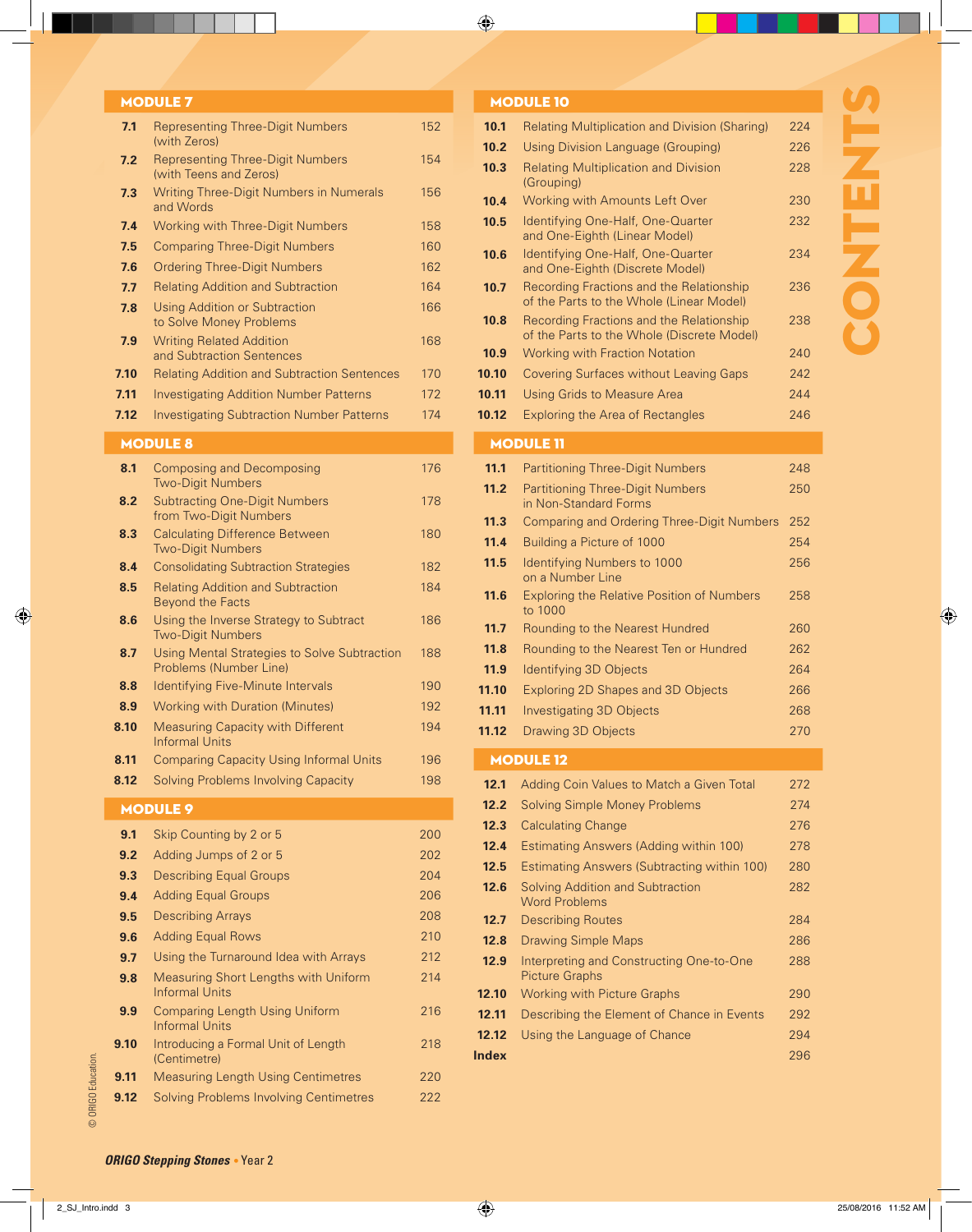# CONTENTS

## MODULE 7

| | | |
|---|---|---|
| **7.1** | Representing Three-Digit Numbers (with Zeros) | 152 |
| **7.2** | Representing Three-Digit Numbers (with Teens and Zeros) | 154 |
| **7.3** | Writing Three-Digit Numbers in Numerals and Words | 156 |
| **7.4** | Working with Three-Digit Numbers | 158 |
| **7.5** | Comparing Three-Digit Numbers | 160 |
| **7.6** | Ordering Three-Digit Numbers | 162 |
| **7.7** | Relating Addition and Subtraction | 164 |
| **7.8** | Using Addition or Subtraction to Solve Money Problems | 166 |
| **7.9** | Writing Related Addition and Subtraction Sentences | 168 |
| **7.10** | Relating Addition and Subtraction Sentences | 170 |
| **7.11** | Investigating Addition Number Patterns | 172 |
| **7.12** | Investigating Subtraction Number Patterns | 174 |

## MODULE 8

| | | |
|---|---|---|
| **8.1** | Composing and Decomposing Two-Digit Numbers | 176 |
| **8.2** | Subtracting One-Digit Numbers from Two-Digit Numbers | 178 |
| **8.3** | Calculating Difference Between Two-Digit Numbers | 180 |
| **8.4** | Consolidating Subtraction Strategies | 182 |
| **8.5** | Relating Addition and Subtraction Beyond the Facts | 184 |
| **8.6** | Using the Inverse Strategy to Subtract Two-Digit Numbers | 186 |
| **8.7** | Using Mental Strategies to Solve Subtraction Problems (Number Line) | 188 |
| **8.8** | Identifying Five-Minute Intervals | 190 |
| **8.9** | Working with Duration (Minutes) | 192 |
| **8.10** | Measuring Capacity with Different Informal Units | 194 |
| **8.11** | Comparing Capacity Using Informal Units | 196 |
| **8.12** | Solving Problems Involving Capacity | 198 |

## MODULE 9

| | | |
|---|---|---|
| **9.1** | Skip Counting by 2 or 5 | 200 |
| **9.2** | Adding Jumps of 2 or 5 | 202 |
| **9.3** | Describing Equal Groups | 204 |
| **9.4** | Adding Equal Groups | 206 |
| **9.5** | Describing Arrays | 208 |
| **9.6** | Adding Equal Rows | 210 |
| **9.7** | Using the Turnaround Idea with Arrays | 212 |
| **9.8** | Measuring Short Lengths with Uniform Informal Units | 214 |
| **9.9** | Comparing Length Using Uniform Informal Units | 216 |
| **9.10** | Introducing a Formal Unit of Length (Centimetre) | 218 |
| **9.11** | Measuring Length Using Centimetres | 220 |
| **9.12** | Solving Problems Involving Centimetres | 222 |

## MODULE 10

| | | |
|---|---|---|
| **10.1** | Relating Multiplication and Division (Sharing) | 224 |
| **10.2** | Using Division Language (Grouping) | 226 |
| **10.3** | Relating Multiplication and Division (Grouping) | 228 |
| **10.4** | Working with Amounts Left Over | 230 |
| **10.5** | Identifying One-Half, One-Quarter and One-Eighth (Linear Model) | 232 |
| **10.6** | Identifying One-Half, One-Quarter and One-Eighth (Discrete Model) | 234 |
| **10.7** | Recording Fractions and the Relationship of the Parts to the Whole (Linear Model) | 236 |
| **10.8** | Recording Fractions and the Relationship of the Parts to the Whole (Discrete Model) | 238 |
| **10.9** | Working with Fraction Notation | 240 |
| **10.10** | Covering Surfaces without Leaving Gaps | 242 |
| **10.11** | Using Grids to Measure Area | 244 |
| **10.12** | Exploring the Area of Rectangles | 246 |

## MODULE 11

| | | |
|---|---|---|
| **11.1** | Partitioning Three-Digit Numbers | 248 |
| **11.2** | Partitioning Three-Digit Numbers in Non-Standard Forms | 250 |
| **11.3** | Comparing and Ordering Three-Digit Numbers | 252 |
| **11.4** | Building a Picture of 1000 | 254 |
| **11.5** | Identifying Numbers to 1000 on a Number Line | 256 |
| **11.6** | Exploring the Relative Position of Numbers to 1000 | 258 |
| **11.7** | Rounding to the Nearest Hundred | 260 |
| **11.8** | Rounding to the Nearest Ten or Hundred | 262 |
| **11.9** | Identifying 3D Objects | 264 |
| **11.10** | Exploring 2D Shapes and 3D Objects | 266 |
| **11.11** | Investigating 3D Objects | 268 |
| **11.12** | Drawing 3D Objects | 270 |

## MODULE 12

| | | |
|---|---|---|
| **12.1** | Adding Coin Values to Match a Given Total | 272 |
| **12.2** | Solving Simple Money Problems | 274 |
| **12.3** | Calculating Change | 276 |
| **12.4** | Estimating Answers (Adding within 100) | 278 |
| **12.5** | Estimating Answers (Subtracting within 100) | 280 |
| **12.6** | Solving Addition and Subtraction Word Problems | 282 |
| **12.7** | Describing Routes | 284 |
| **12.8** | Drawing Simple Maps | 286 |
| **12.9** | Interpreting and Constructing One-to-One Picture Graphs | 288 |
| **12.10** | Working with Picture Graphs | 290 |
| **12.11** | Describing the Element of Chance in Events | 292 |
| **12.12** | Using the Language of Chance | 294 |
| **Index** | | 296 |

© ORIGO Education.

***ORIGO Stepping Stones*** • Year 2